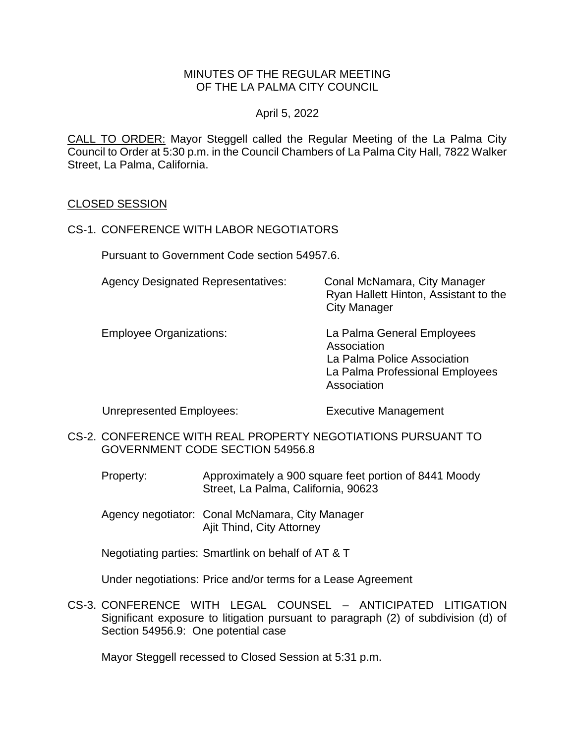MINUTES OF THE REGULAR MEETING
OF THE LA PALMA CITY COUNCIL

April 5, 2022

CALL TO ORDER: Mayor Steggell called the Regular Meeting of the La Palma City Council to Order at 5:30 p.m. in the Council Chambers of La Palma City Hall, 7822 Walker Street, La Palma, California.

## CLOSED SESSION

CS-1. CONFERENCE WITH LABOR NEGOTIATORS

Pursuant to Government Code section 54957.6.

| | |
|---|---|
| Agency Designated Representatives: | Conal McNamara, City Manager<br>Ryan Hallett Hinton, Assistant to the City Manager |
| Employee Organizations: | La Palma General Employees Association<br>La Palma Police Association<br>La Palma Professional Employees Association |
| Unrepresented Employees: | Executive Management |

CS-2. CONFERENCE WITH REAL PROPERTY NEGOTIATIONS PURSUANT TO GOVERNMENT CODE SECTION 54956.8

Property: Approximately a 900 square feet portion of 8441 Moody Street, La Palma, California, 90623

Agency negotiator: Conal McNamara, City Manager
Ajit Thind, City Attorney

Negotiating parties: Smartlink on behalf of AT & T

Under negotiations: Price and/or terms for a Lease Agreement

CS-3. CONFERENCE WITH LEGAL COUNSEL – ANTICIPATED LITIGATION Significant exposure to litigation pursuant to paragraph (2) of subdivision (d) of Section 54956.9: One potential case

Mayor Steggell recessed to Closed Session at 5:31 p.m.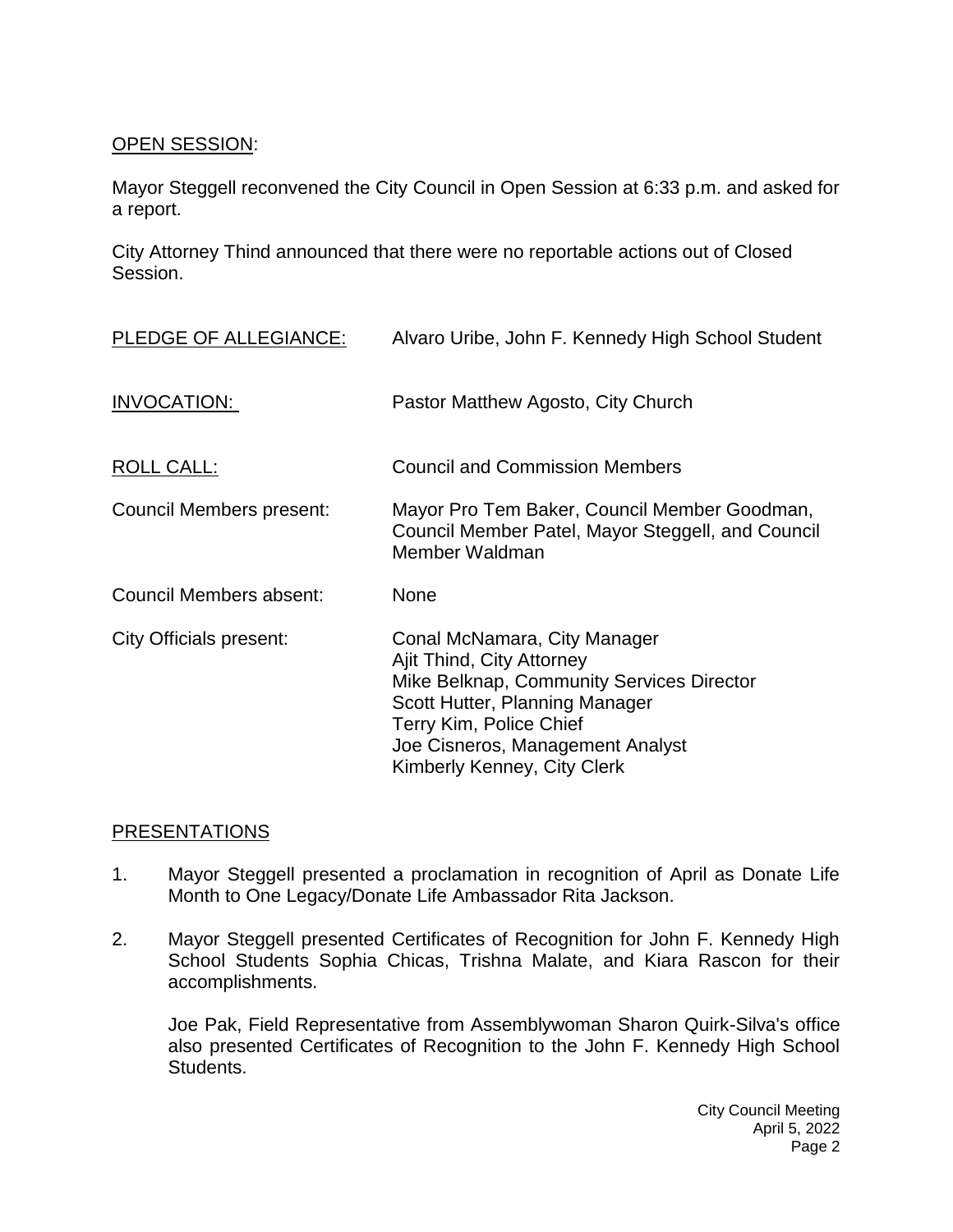OPEN SESSION:

Mayor Steggell reconvened the City Council in Open Session at 6:33 p.m. and asked for a report.

City Attorney Thind announced that there were no reportable actions out of Closed Session.

PLEDGE OF ALLEGIANCE: Alvaro Uribe, John F. Kennedy High School Student

INVOCATION: Pastor Matthew Agosto, City Church

ROLL CALL: Council and Commission Members

Council Members present: Mayor Pro Tem Baker, Council Member Goodman, Council Member Patel, Mayor Steggell, and Council Member Waldman

Council Members absent: None

City Officials present: Conal McNamara, City Manager
Ajit Thind, City Attorney
Mike Belknap, Community Services Director
Scott Hutter, Planning Manager
Terry Kim, Police Chief
Joe Cisneros, Management Analyst
Kimberly Kenney, City Clerk

PRESENTATIONS

1. Mayor Steggell presented a proclamation in recognition of April as Donate Life Month to One Legacy/Donate Life Ambassador Rita Jackson.

2. Mayor Steggell presented Certificates of Recognition for John F. Kennedy High School Students Sophia Chicas, Trishna Malate, and Kiara Rascon for their accomplishments.

   Joe Pak, Field Representative from Assemblywoman Sharon Quirk-Silva's office also presented Certificates of Recognition to the John F. Kennedy High School Students.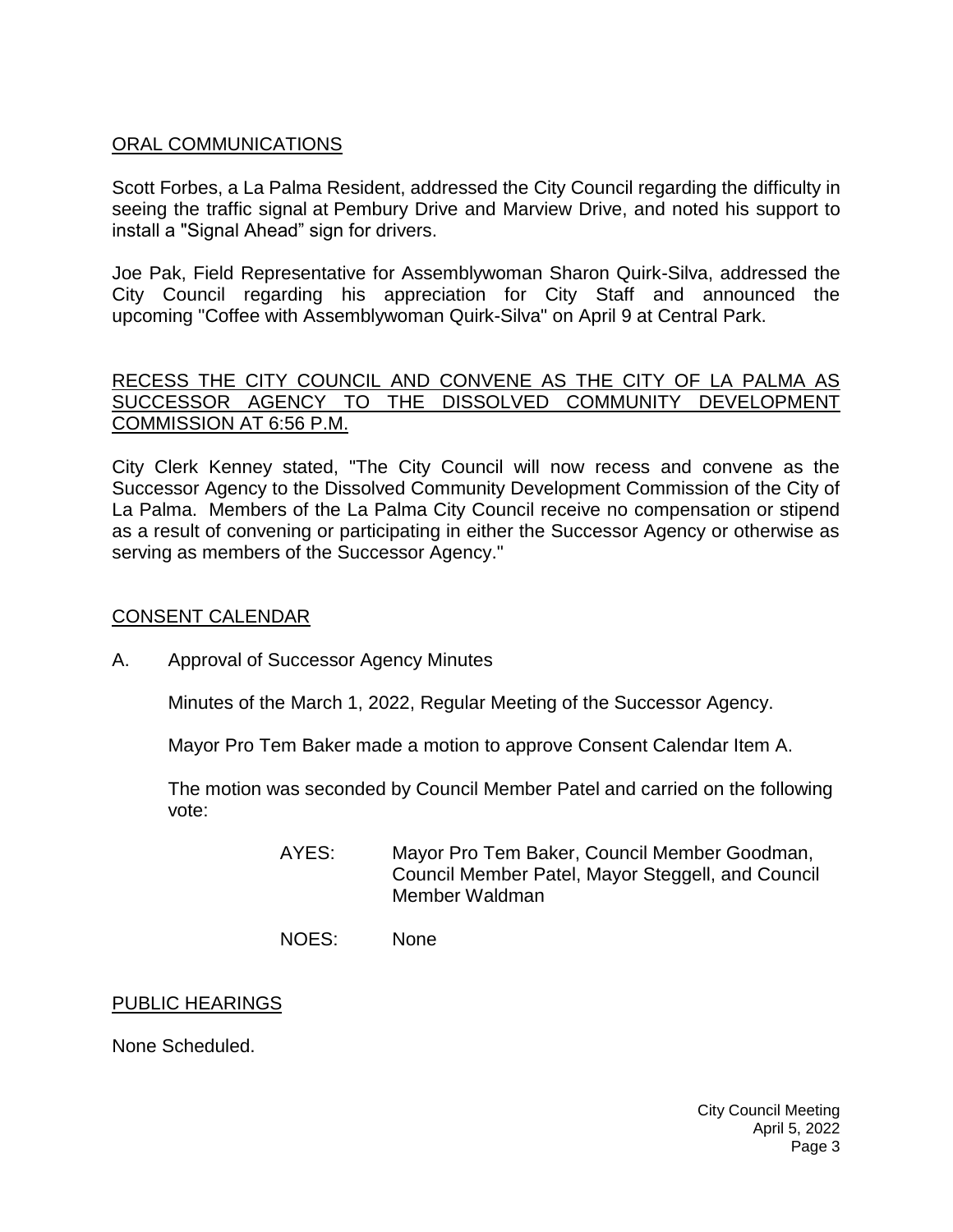## ORAL COMMUNICATIONS

Scott Forbes, a La Palma Resident, addressed the City Council regarding the difficulty in seeing the traffic signal at Pembury Drive and Marview Drive, and noted his support to install a "Signal Ahead" sign for drivers.

Joe Pak, Field Representative for Assemblywoman Sharon Quirk-Silva, addressed the City Council regarding his appreciation for City Staff and announced the upcoming "Coffee with Assemblywoman Quirk-Silva" on April 9 at Central Park.

## RECESS THE CITY COUNCIL AND CONVENE AS THE CITY OF LA PALMA AS SUCCESSOR AGENCY TO THE DISSOLVED COMMUNITY DEVELOPMENT COMMISSION AT 6:56 P.M.

City Clerk Kenney stated, "The City Council will now recess and convene as the Successor Agency to the Dissolved Community Development Commission of the City of La Palma. Members of the La Palma City Council receive no compensation or stipend as a result of convening or participating in either the Successor Agency or otherwise as serving as members of the Successor Agency."

## CONSENT CALENDAR

A. Approval of Successor Agency Minutes

Minutes of the March 1, 2022, Regular Meeting of the Successor Agency.

Mayor Pro Tem Baker made a motion to approve Consent Calendar Item A.

The motion was seconded by Council Member Patel and carried on the following vote:

AYES: Mayor Pro Tem Baker, Council Member Goodman, Council Member Patel, Mayor Steggell, and Council Member Waldman

NOES: None

## PUBLIC HEARINGS

None Scheduled.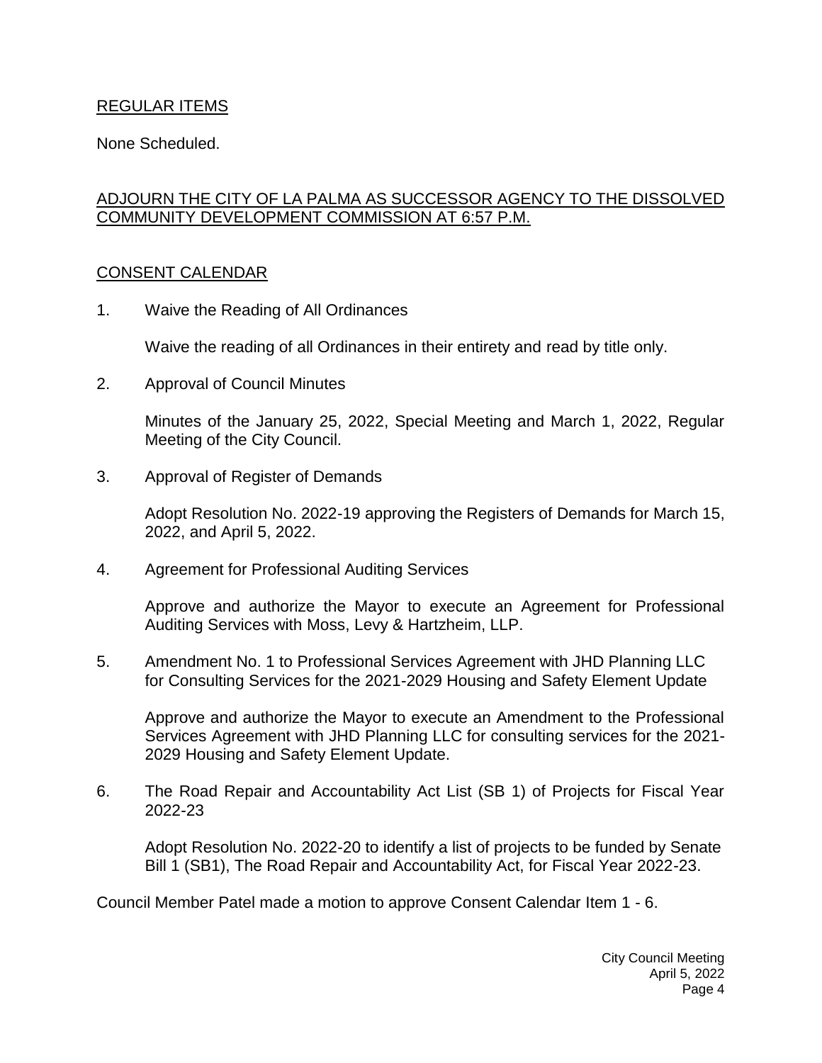REGULAR ITEMS

None Scheduled.

ADJOURN THE CITY OF LA PALMA AS SUCCESSOR AGENCY TO THE DISSOLVED COMMUNITY DEVELOPMENT COMMISSION AT 6:57 P.M.

CONSENT CALENDAR

1. Waive the Reading of All Ordinances

   Waive the reading of all Ordinances in their entirety and read by title only.

2. Approval of Council Minutes

   Minutes of the January 25, 2022, Special Meeting and March 1, 2022, Regular Meeting of the City Council.

3. Approval of Register of Demands

   Adopt Resolution No. 2022-19 approving the Registers of Demands for March 15, 2022, and April 5, 2022.

4. Agreement for Professional Auditing Services

   Approve and authorize the Mayor to execute an Agreement for Professional Auditing Services with Moss, Levy & Hartzheim, LLP.

5. Amendment No. 1 to Professional Services Agreement with JHD Planning LLC for Consulting Services for the 2021-2029 Housing and Safety Element Update

   Approve and authorize the Mayor to execute an Amendment to the Professional Services Agreement with JHD Planning LLC for consulting services for the 2021-2029 Housing and Safety Element Update.

6. The Road Repair and Accountability Act List (SB 1) of Projects for Fiscal Year 2022-23

   Adopt Resolution No. 2022-20 to identify a list of projects to be funded by Senate Bill 1 (SB1), The Road Repair and Accountability Act, for Fiscal Year 2022-23.

Council Member Patel made a motion to approve Consent Calendar Item 1 - 6.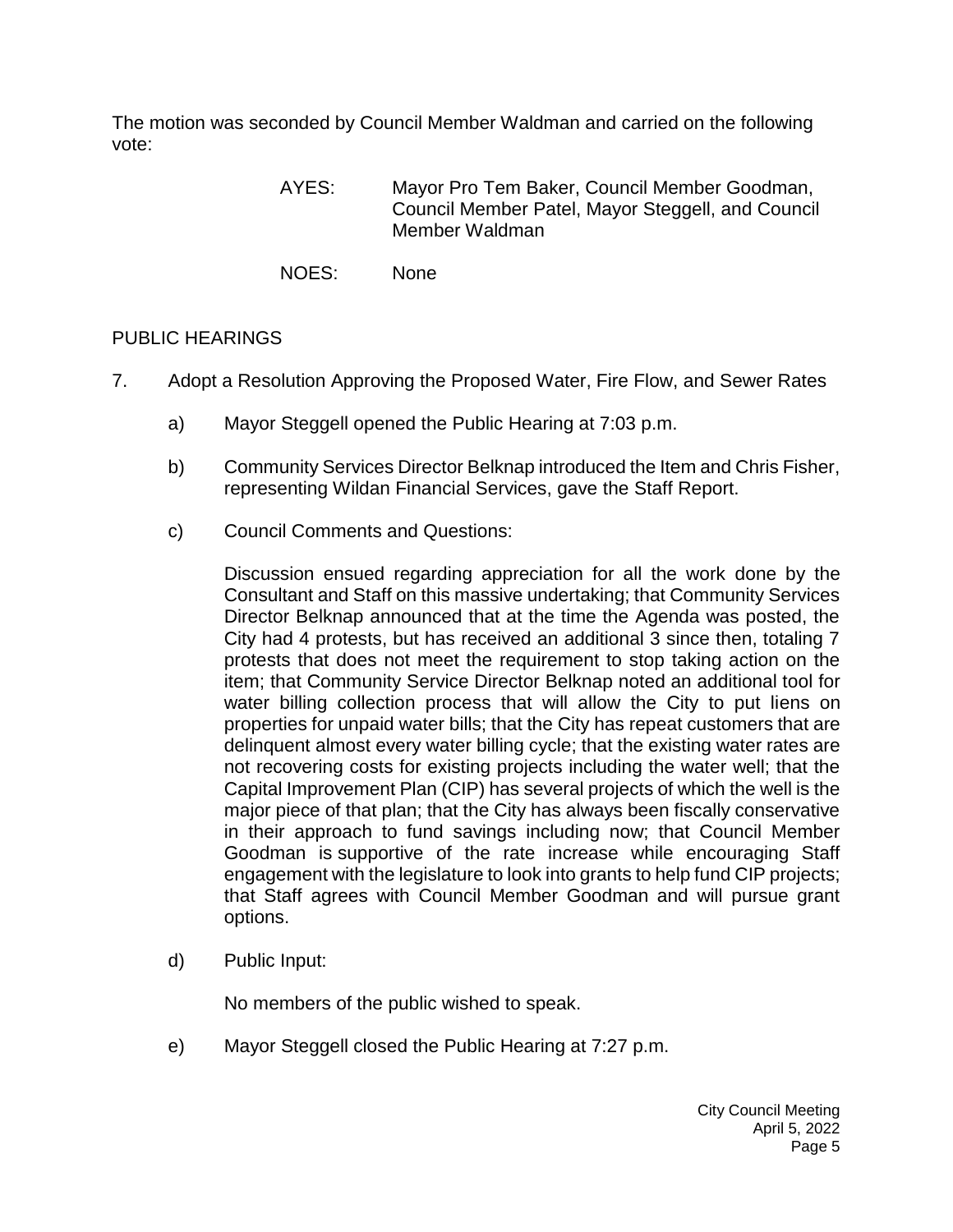The motion was seconded by Council Member Waldman and carried on the following vote:

AYES: Mayor Pro Tem Baker, Council Member Goodman, Council Member Patel, Mayor Steggell, and Council Member Waldman

NOES: None

## PUBLIC HEARINGS

7. Adopt a Resolution Approving the Proposed Water, Fire Flow, and Sewer Rates

   a) Mayor Steggell opened the Public Hearing at 7:03 p.m.

   b) Community Services Director Belknap introduced the Item and Chris Fisher, representing Wildan Financial Services, gave the Staff Report.

   c) Council Comments and Questions:

      Discussion ensued regarding appreciation for all the work done by the Consultant and Staff on this massive undertaking; that Community Services Director Belknap announced that at the time the Agenda was posted, the City had 4 protests, but has received an additional 3 since then, totaling 7 protests that does not meet the requirement to stop taking action on the item; that Community Service Director Belknap noted an additional tool for water billing collection process that will allow the City to put liens on properties for unpaid water bills; that the City has repeat customers that are delinquent almost every water billing cycle; that the existing water rates are not recovering costs for existing projects including the water well; that the Capital Improvement Plan (CIP) has several projects of which the well is the major piece of that plan; that the City has always been fiscally conservative in their approach to fund savings including now; that Council Member Goodman is supportive of the rate increase while encouraging Staff engagement with the legislature to look into grants to help fund CIP projects; that Staff agrees with Council Member Goodman and will pursue grant options.

   d) Public Input:

      No members of the public wished to speak.

   e) Mayor Steggell closed the Public Hearing at 7:27 p.m.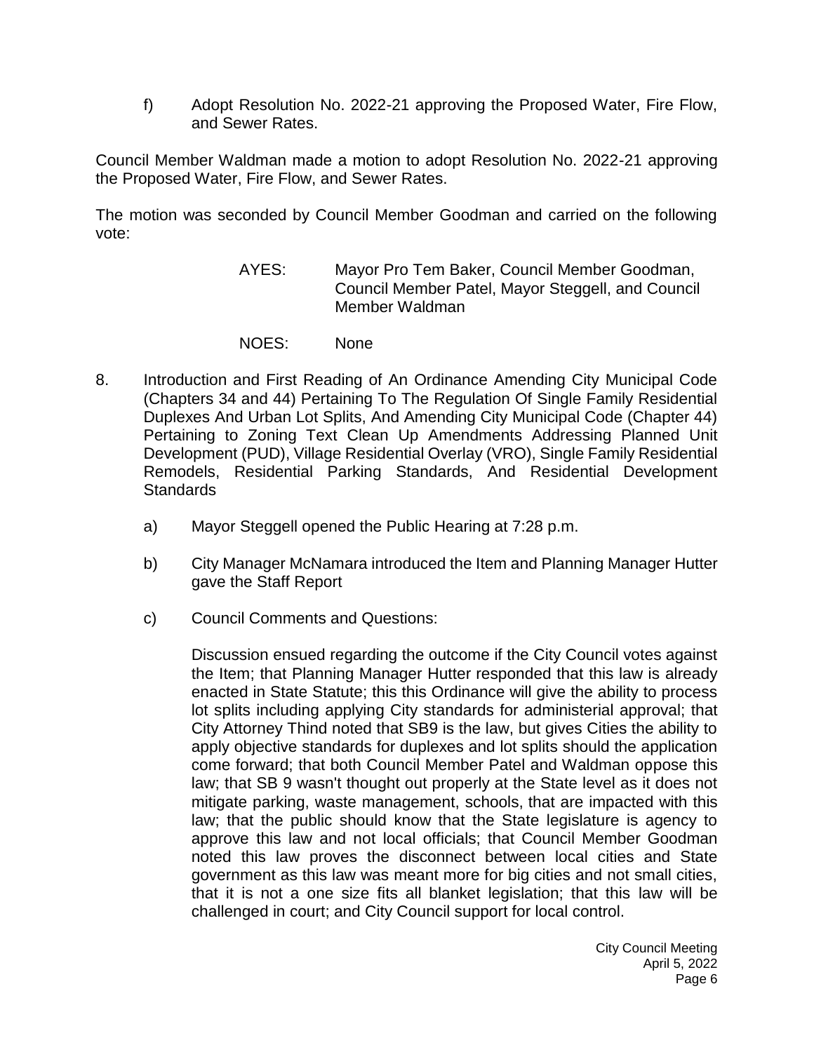f) Adopt Resolution No. 2022-21 approving the Proposed Water, Fire Flow, and Sewer Rates.

Council Member Waldman made a motion to adopt Resolution No. 2022-21 approving the Proposed Water, Fire Flow, and Sewer Rates.

The motion was seconded by Council Member Goodman and carried on the following vote:

AYES: Mayor Pro Tem Baker, Council Member Goodman, Council Member Patel, Mayor Steggell, and Council Member Waldman

NOES: None

8. Introduction and First Reading of An Ordinance Amending City Municipal Code (Chapters 34 and 44) Pertaining To The Regulation Of Single Family Residential Duplexes And Urban Lot Splits, And Amending City Municipal Code (Chapter 44) Pertaining to Zoning Text Clean Up Amendments Addressing Planned Unit Development (PUD), Village Residential Overlay (VRO), Single Family Residential Remodels, Residential Parking Standards, And Residential Development Standards

   a) Mayor Steggell opened the Public Hearing at 7:28 p.m.

   b) City Manager McNamara introduced the Item and Planning Manager Hutter gave the Staff Report

   c) Council Comments and Questions:

      Discussion ensued regarding the outcome if the City Council votes against the Item; that Planning Manager Hutter responded that this law is already enacted in State Statute; this this Ordinance will give the ability to process lot splits including applying City standards for administerial approval; that City Attorney Thind noted that SB9 is the law, but gives Cities the ability to apply objective standards for duplexes and lot splits should the application come forward; that both Council Member Patel and Waldman oppose this law; that SB 9 wasn't thought out properly at the State level as it does not mitigate parking, waste management, schools, that are impacted with this law; that the public should know that the State legislature is agency to approve this law and not local officials; that Council Member Goodman noted this law proves the disconnect between local cities and State government as this law was meant more for big cities and not small cities, that it is not a one size fits all blanket legislation; that this law will be challenged in court; and City Council support for local control.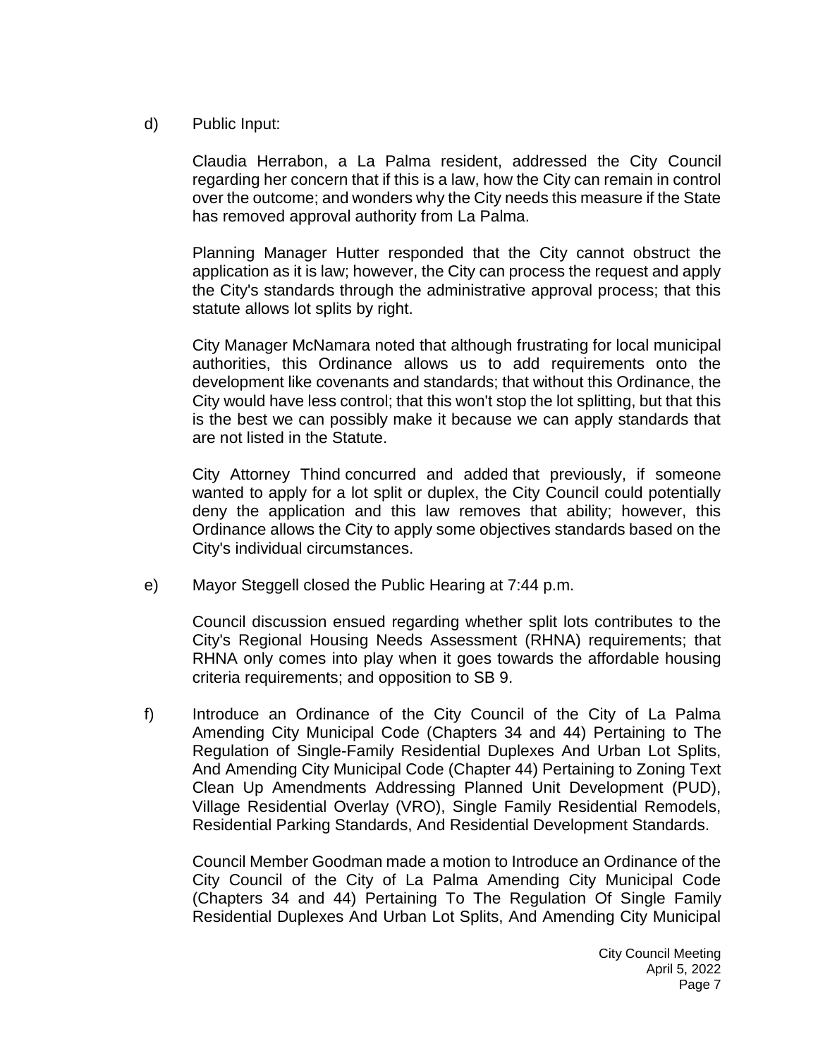d) Public Input:

Claudia Herrabon, a La Palma resident, addressed the City Council regarding her concern that if this is a law, how the City can remain in control over the outcome; and wonders why the City needs this measure if the State has removed approval authority from La Palma.

Planning Manager Hutter responded that the City cannot obstruct the application as it is law; however, the City can process the request and apply the City's standards through the administrative approval process; that this statute allows lot splits by right.

City Manager McNamara noted that although frustrating for local municipal authorities, this Ordinance allows us to add requirements onto the development like covenants and standards; that without this Ordinance, the City would have less control; that this won't stop the lot splitting, but that this is the best we can possibly make it because we can apply standards that are not listed in the Statute.

City Attorney Thind concurred and added that previously, if someone wanted to apply for a lot split or duplex, the City Council could potentially deny the application and this law removes that ability; however, this Ordinance allows the City to apply some objectives standards based on the City's individual circumstances.

e) Mayor Steggell closed the Public Hearing at 7:44 p.m.

Council discussion ensued regarding whether split lots contributes to the City's Regional Housing Needs Assessment (RHNA) requirements; that RHNA only comes into play when it goes towards the affordable housing criteria requirements; and opposition to SB 9.

f) Introduce an Ordinance of the City Council of the City of La Palma Amending City Municipal Code (Chapters 34 and 44) Pertaining to The Regulation of Single-Family Residential Duplexes And Urban Lot Splits, And Amending City Municipal Code (Chapter 44) Pertaining to Zoning Text Clean Up Amendments Addressing Planned Unit Development (PUD), Village Residential Overlay (VRO), Single Family Residential Remodels, Residential Parking Standards, And Residential Development Standards.

Council Member Goodman made a motion to Introduce an Ordinance of the City Council of the City of La Palma Amending City Municipal Code (Chapters 34 and 44) Pertaining To The Regulation Of Single Family Residential Duplexes And Urban Lot Splits, And Amending City Municipal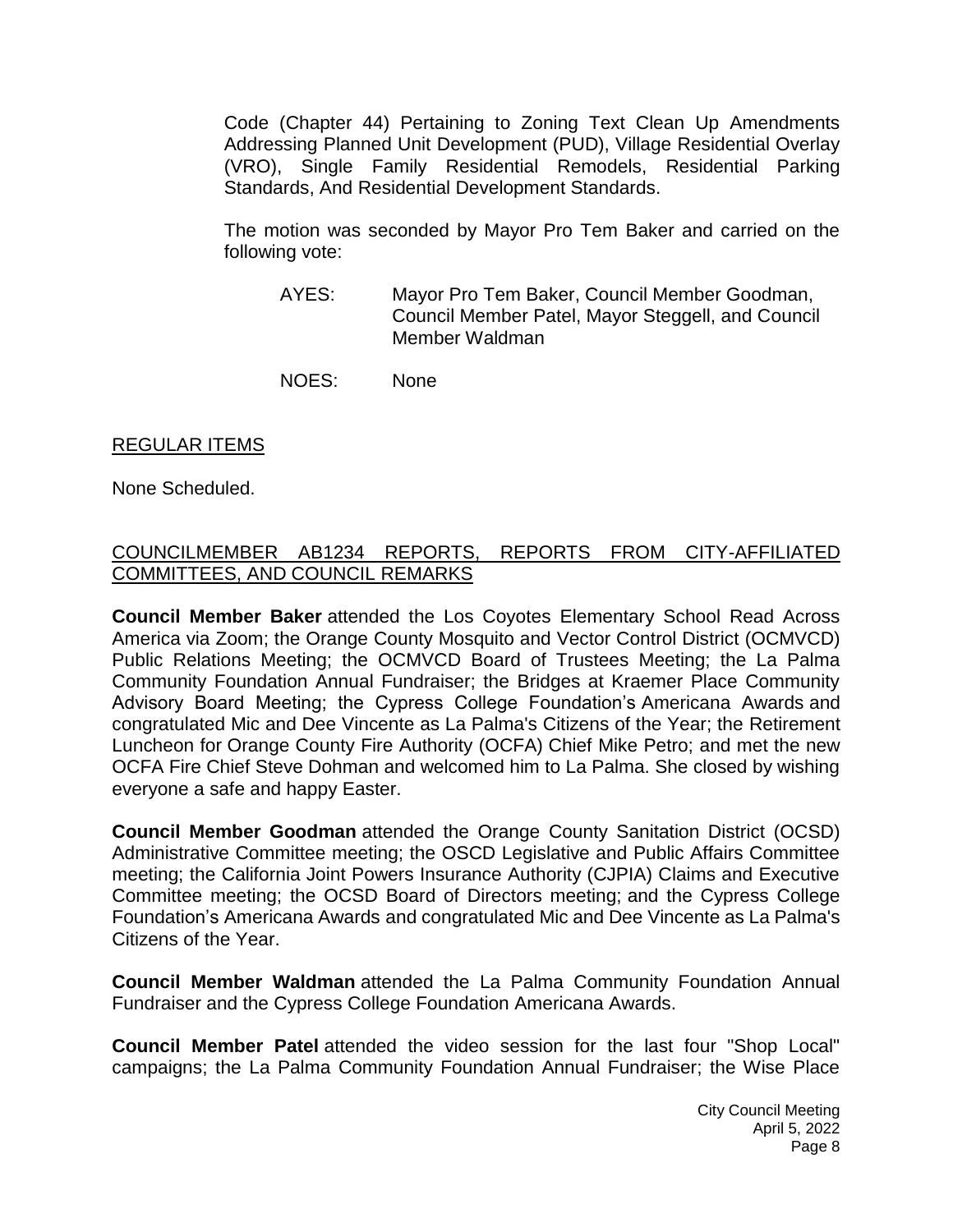Code (Chapter 44) Pertaining to Zoning Text Clean Up Amendments Addressing Planned Unit Development (PUD), Village Residential Overlay (VRO), Single Family Residential Remodels, Residential Parking Standards, And Residential Development Standards.

The motion was seconded by Mayor Pro Tem Baker and carried on the following vote:

AYES: Mayor Pro Tem Baker, Council Member Goodman, Council Member Patel, Mayor Steggell, and Council Member Waldman

NOES: None

## REGULAR ITEMS

None Scheduled.

## COUNCILMEMBER AB1234 REPORTS, REPORTS FROM CITY-AFFILIATED COMMITTEES, AND COUNCIL REMARKS

**Council Member Baker** attended the Los Coyotes Elementary School Read Across America via Zoom; the Orange County Mosquito and Vector Control District (OCMVCD) Public Relations Meeting; the OCMVCD Board of Trustees Meeting; the La Palma Community Foundation Annual Fundraiser; the Bridges at Kraemer Place Community Advisory Board Meeting; the Cypress College Foundation's Americana Awards and congratulated Mic and Dee Vincente as La Palma's Citizens of the Year; the Retirement Luncheon for Orange County Fire Authority (OCFA) Chief Mike Petro; and met the new OCFA Fire Chief Steve Dohman and welcomed him to La Palma. She closed by wishing everyone a safe and happy Easter.

**Council Member Goodman** attended the Orange County Sanitation District (OCSD) Administrative Committee meeting; the OSCD Legislative and Public Affairs Committee meeting; the California Joint Powers Insurance Authority (CJPIA) Claims and Executive Committee meeting; the OCSD Board of Directors meeting; and the Cypress College Foundation's Americana Awards and congratulated Mic and Dee Vincente as La Palma's Citizens of the Year.

**Council Member Waldman** attended the La Palma Community Foundation Annual Fundraiser and the Cypress College Foundation Americana Awards.

**Council Member Patel** attended the video session for the last four "Shop Local" campaigns; the La Palma Community Foundation Annual Fundraiser; the Wise Place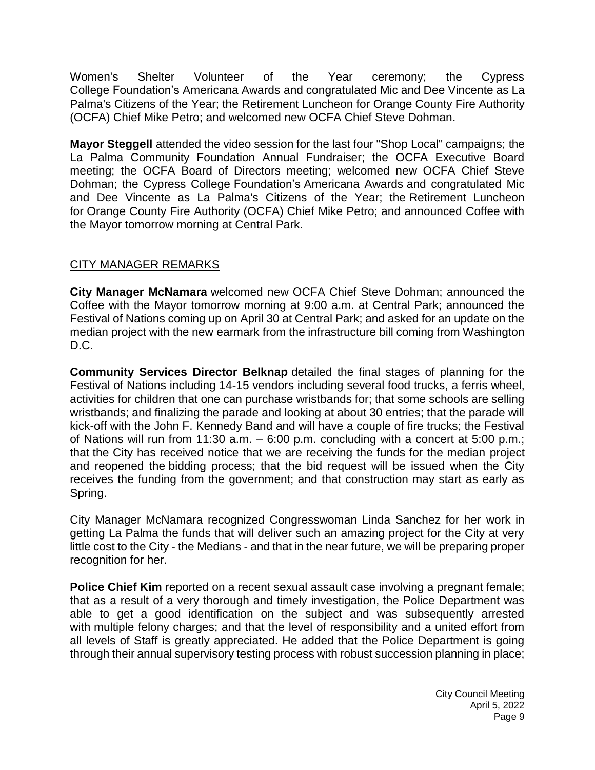Women's Shelter Volunteer of the Year ceremony; the Cypress College Foundation's Americana Awards and congratulated Mic and Dee Vincente as La Palma's Citizens of the Year; the Retirement Luncheon for Orange County Fire Authority (OCFA) Chief Mike Petro; and welcomed new OCFA Chief Steve Dohman.

**Mayor Steggell** attended the video session for the last four "Shop Local" campaigns; the La Palma Community Foundation Annual Fundraiser; the OCFA Executive Board meeting; the OCFA Board of Directors meeting; welcomed new OCFA Chief Steve Dohman; the Cypress College Foundation's Americana Awards and congratulated Mic and Dee Vincente as La Palma's Citizens of the Year; the Retirement Luncheon for Orange County Fire Authority (OCFA) Chief Mike Petro; and announced Coffee with the Mayor tomorrow morning at Central Park.

## CITY MANAGER REMARKS

**City Manager McNamara** welcomed new OCFA Chief Steve Dohman; announced the Coffee with the Mayor tomorrow morning at 9:00 a.m. at Central Park; announced the Festival of Nations coming up on April 30 at Central Park; and asked for an update on the median project with the new earmark from the infrastructure bill coming from Washington D.C.

**Community Services Director Belknap** detailed the final stages of planning for the Festival of Nations including 14-15 vendors including several food trucks, a ferris wheel, activities for children that one can purchase wristbands for; that some schools are selling wristbands; and finalizing the parade and looking at about 30 entries; that the parade will kick-off with the John F. Kennedy Band and will have a couple of fire trucks; the Festival of Nations will run from 11:30 a.m. – 6:00 p.m. concluding with a concert at 5:00 p.m.; that the City has received notice that we are receiving the funds for the median project and reopened the bidding process; that the bid request will be issued when the City receives the funding from the government; and that construction may start as early as Spring.

City Manager McNamara recognized Congresswoman Linda Sanchez for her work in getting La Palma the funds that will deliver such an amazing project for the City at very little cost to the City - the Medians - and that in the near future, we will be preparing proper recognition for her.

**Police Chief Kim** reported on a recent sexual assault case involving a pregnant female; that as a result of a very thorough and timely investigation, the Police Department was able to get a good identification on the subject and was subsequently arrested with multiple felony charges; and that the level of responsibility and a united effort from all levels of Staff is greatly appreciated. He added that the Police Department is going through their annual supervisory testing process with robust succession planning in place;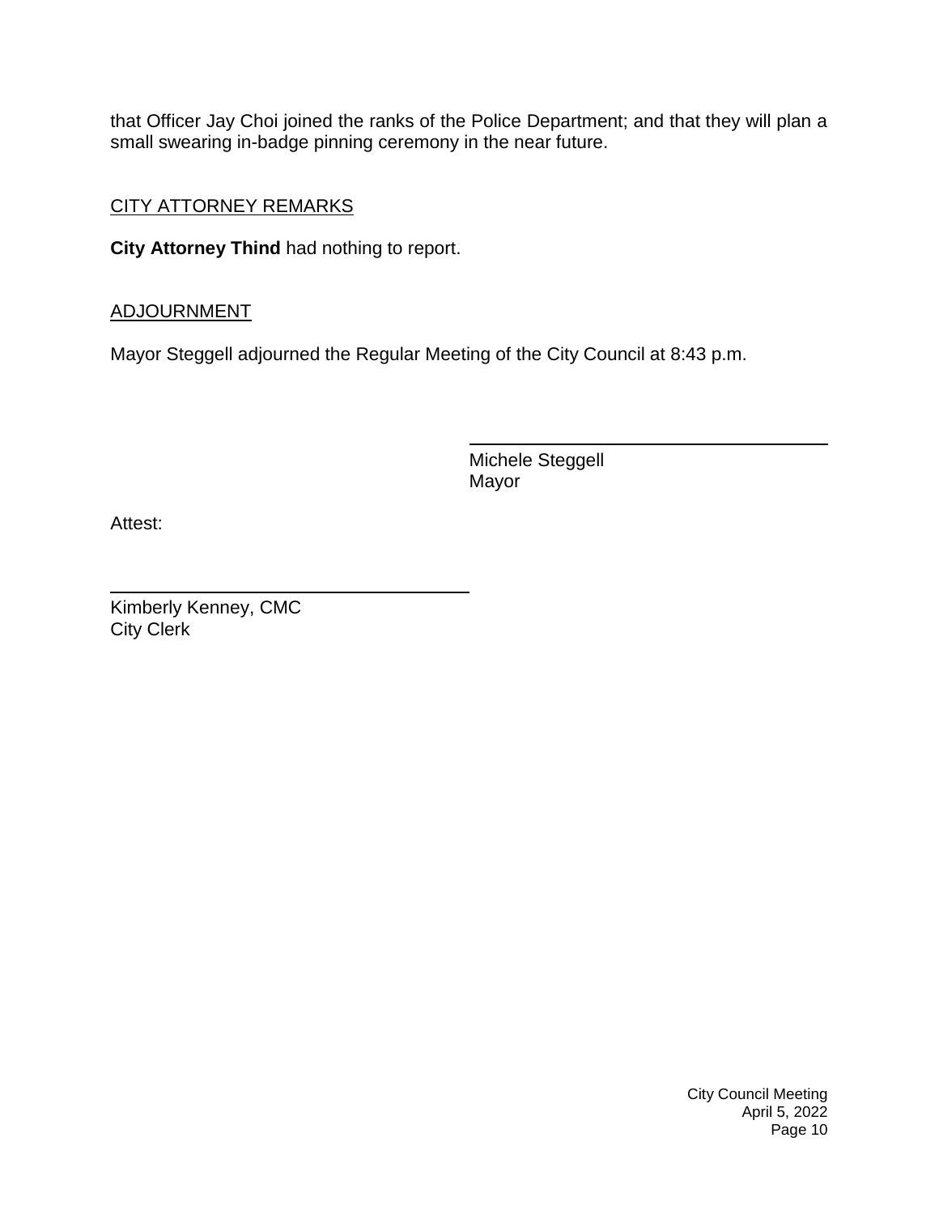that Officer Jay Choi joined the ranks of the Police Department; and that they will plan a small swearing in-badge pinning ceremony in the near future.

CITY ATTORNEY REMARKS

**City Attorney Thind** had nothing to report.

ADJOURNMENT

Mayor Steggell adjourned the Regular Meeting of the City Council at 8:43 p.m.

Michele Steggell
Mayor

Attest:

Kimberly Kenney, CMC
City Clerk